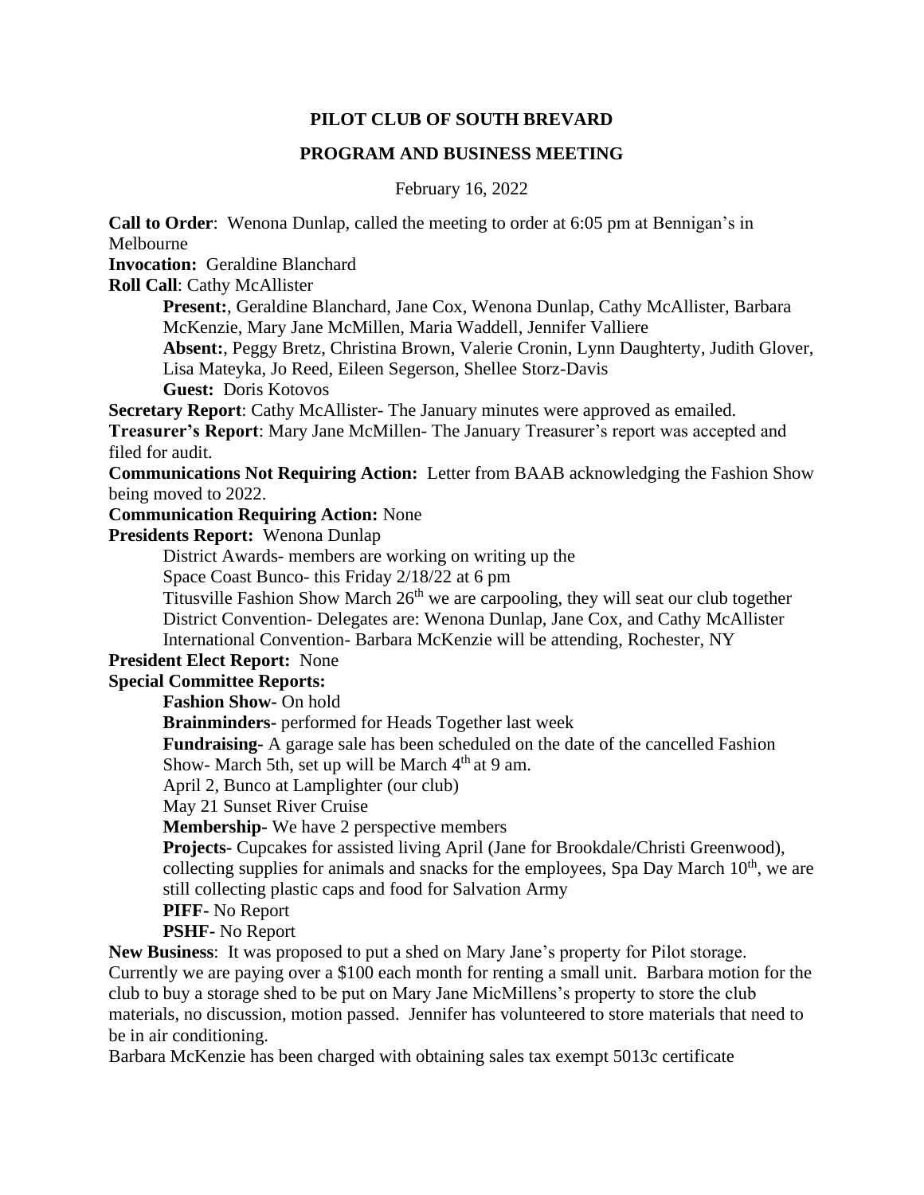# PILOT CLUB OF SOUTH BREVARD

## PROGRAM AND BUSINESS MEETING

February 16, 2022

**Call to Order**: Wenona Dunlap, called the meeting to order at 6:05 pm at Bennigan's in Melbourne

**Invocation:** Geraldine Blanchard

**Roll Call**: Cathy McAllister

> **Present:**, Geraldine Blanchard, Jane Cox, Wenona Dunlap, Cathy McAllister, Barbara McKenzie, Mary Jane McMillen, Maria Waddell, Jennifer Valliere
>
> **Absent:**, Peggy Bretz, Christina Brown, Valerie Cronin, Lynn Daughterty, Judith Glover, Lisa Mateyka, Jo Reed, Eileen Segerson, Shellee Storz-Davis
>
> **Guest:** Doris Kotovos

**Secretary Report**: Cathy McAllister- The January minutes were approved as emailed.

**Treasurer's Report**: Mary Jane McMillen- The January Treasurer's report was accepted and filed for audit.

**Communications Not Requiring Action:** Letter from BAAB acknowledging the Fashion Show being moved to 2022.

**Communication Requiring Action:** None

**Presidents Report:** Wenona Dunlap

> District Awards- members are working on writing up the
>
> Space Coast Bunco- this Friday 2/18/22 at 6 pm
>
> Titusville Fashion Show March 26th we are carpooling, they will seat our club together
>
> District Convention- Delegates are: Wenona Dunlap, Jane Cox, and Cathy McAllister
>
> International Convention- Barbara McKenzie will be attending, Rochester, NY

**President Elect Report:** None

**Special Committee Reports:**

> **Fashion Show-** On hold
>
> **Brainminders-** performed for Heads Together last week
>
> **Fundraising-** A garage sale has been scheduled on the date of the cancelled Fashion Show- March 5th, set up will be March 4th at 9 am.
>
> April 2, Bunco at Lamplighter (our club)
>
> May 21 Sunset River Cruise
>
> **Membership-** We have 2 perspective members
>
> **Projects-** Cupcakes for assisted living April (Jane for Brookdale/Christi Greenwood), collecting supplies for animals and snacks for the employees, Spa Day March 10th, we are still collecting plastic caps and food for Salvation Army
>
> **PIFF-** No Report
>
> **PSHF-** No Report

**New Business**: It was proposed to put a shed on Mary Jane's property for Pilot storage. Currently we are paying over a $100 each month for renting a small unit. Barbara motion for the club to buy a storage shed to be put on Mary Jane MicMillens's property to store the club materials, no discussion, motion passed. Jennifer has volunteered to store materials that need to be in air conditioning.

Barbara McKenzie has been charged with obtaining sales tax exempt 5013c certificate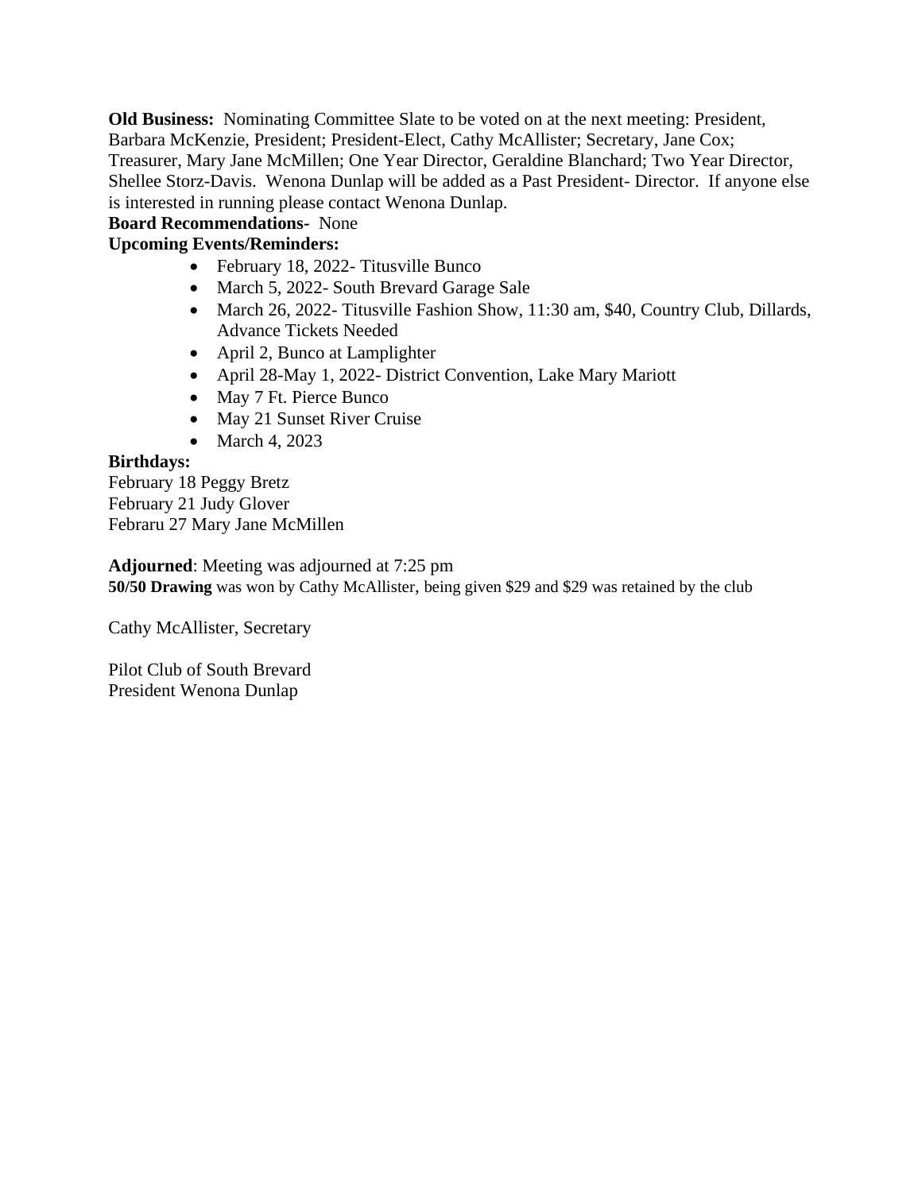**Old Business:** Nominating Committee Slate to be voted on at the next meeting: President, Barbara McKenzie, President; President-Elect, Cathy McAllister; Secretary, Jane Cox; Treasurer, Mary Jane McMillen; One Year Director, Geraldine Blanchard; Two Year Director, Shellee Storz-Davis. Wenona Dunlap will be added as a Past President- Director. If anyone else is interested in running please contact Wenona Dunlap.

**Board Recommendations-** None

**Upcoming Events/Reminders:**

- February 18, 2022- Titusville Bunco
- March 5, 2022- South Brevard Garage Sale
- March 26, 2022- Titusville Fashion Show, 11:30 am, $40, Country Club, Dillards, Advance Tickets Needed
- April 2, Bunco at Lamplighter
- April 28-May 1, 2022- District Convention, Lake Mary Mariott
- May 7 Ft. Pierce Bunco
- May 21 Sunset River Cruise
- March 4, 2023

**Birthdays:**

February 18 Peggy Bretz
February 21 Judy Glover
Febraru 27 Mary Jane McMillen

**Adjourned**: Meeting was adjourned at 7:25 pm

**50/50 Drawing** was won by Cathy McAllister, being given $29 and $29 was retained by the club

Cathy McAllister, Secretary

Pilot Club of South Brevard
President Wenona Dunlap